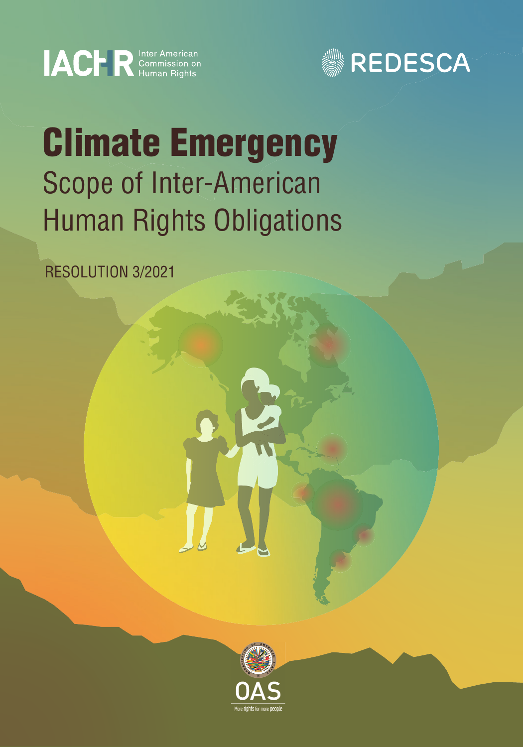IACHR Inter-American Commission on Human Rights

REDESCA

# Climate Emergency

## Scope of Inter-American Human Rights Obligations

RESOLUTION 3/2021

OAS

More rights for more people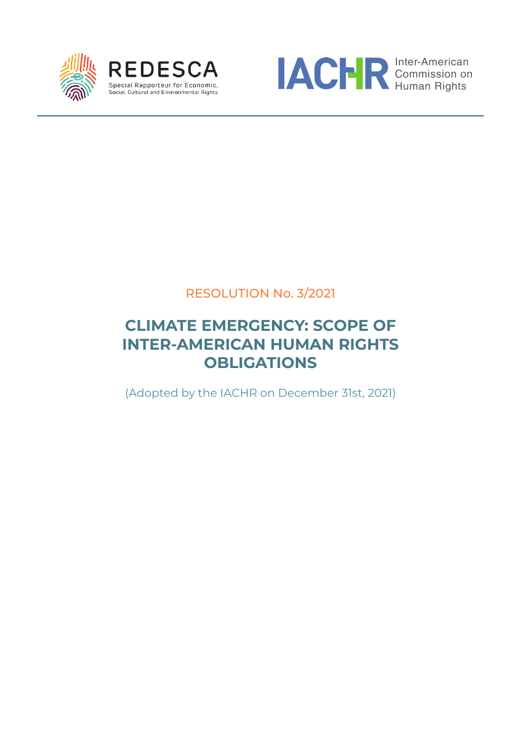REDESCA

Special Rapporteur for Economic, Social, Cultural and Environmental Rights

IACHR Inter-American Commission on Human Rights

RESOLUTION No. 3/2021

# CLIMATE EMERGENCY: SCOPE OF INTER-AMERICAN HUMAN RIGHTS OBLIGATIONS

(Adopted by the IACHR on December 31st, 2021)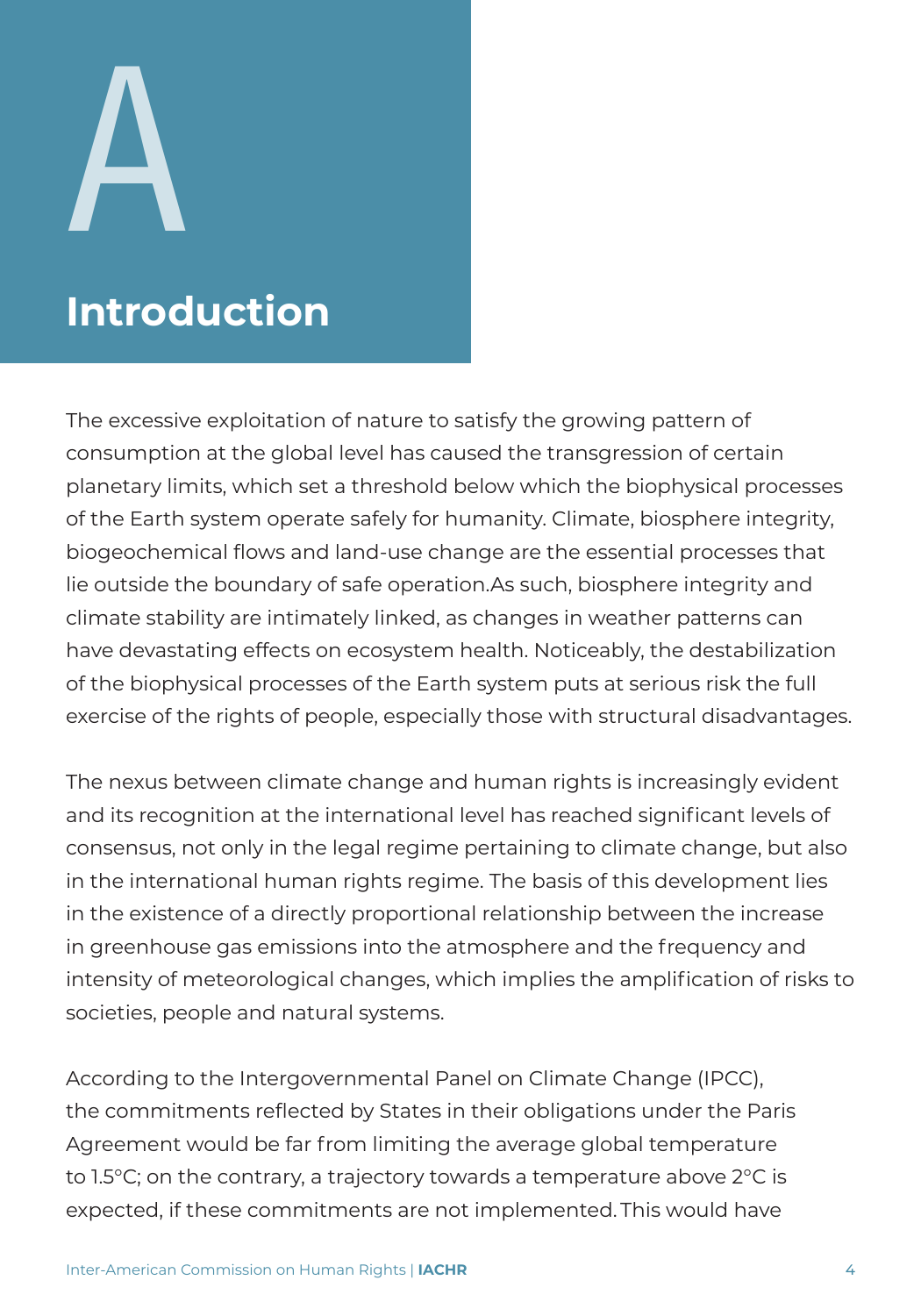# A

# Introduction

The excessive exploitation of nature to satisfy the growing pattern of consumption at the global level has caused the transgression of certain planetary limits, which set a threshold below which the biophysical processes of the Earth system operate safely for humanity. Climate, biosphere integrity, biogeochemical flows and land-use change are the essential processes that lie outside the boundary of safe operation.As such, biosphere integrity and climate stability are intimately linked, as changes in weather patterns can have devastating effects on ecosystem health. Noticeably, the destabilization of the biophysical processes of the Earth system puts at serious risk the full exercise of the rights of people, especially those with structural disadvantages.

The nexus between climate change and human rights is increasingly evident and its recognition at the international level has reached significant levels of consensus, not only in the legal regime pertaining to climate change, but also in the international human rights regime. The basis of this development lies in the existence of a directly proportional relationship between the increase in greenhouse gas emissions into the atmosphere and the frequency and intensity of meteorological changes, which implies the amplification of risks to societies, people and natural systems.

According to the Intergovernmental Panel on Climate Change (IPCC), the commitments reflected by States in their obligations under the Paris Agreement would be far from limiting the average global temperature to 1.5°C; on the contrary, a trajectory towards a temperature above 2°C is expected, if these commitments are not implemented. This would have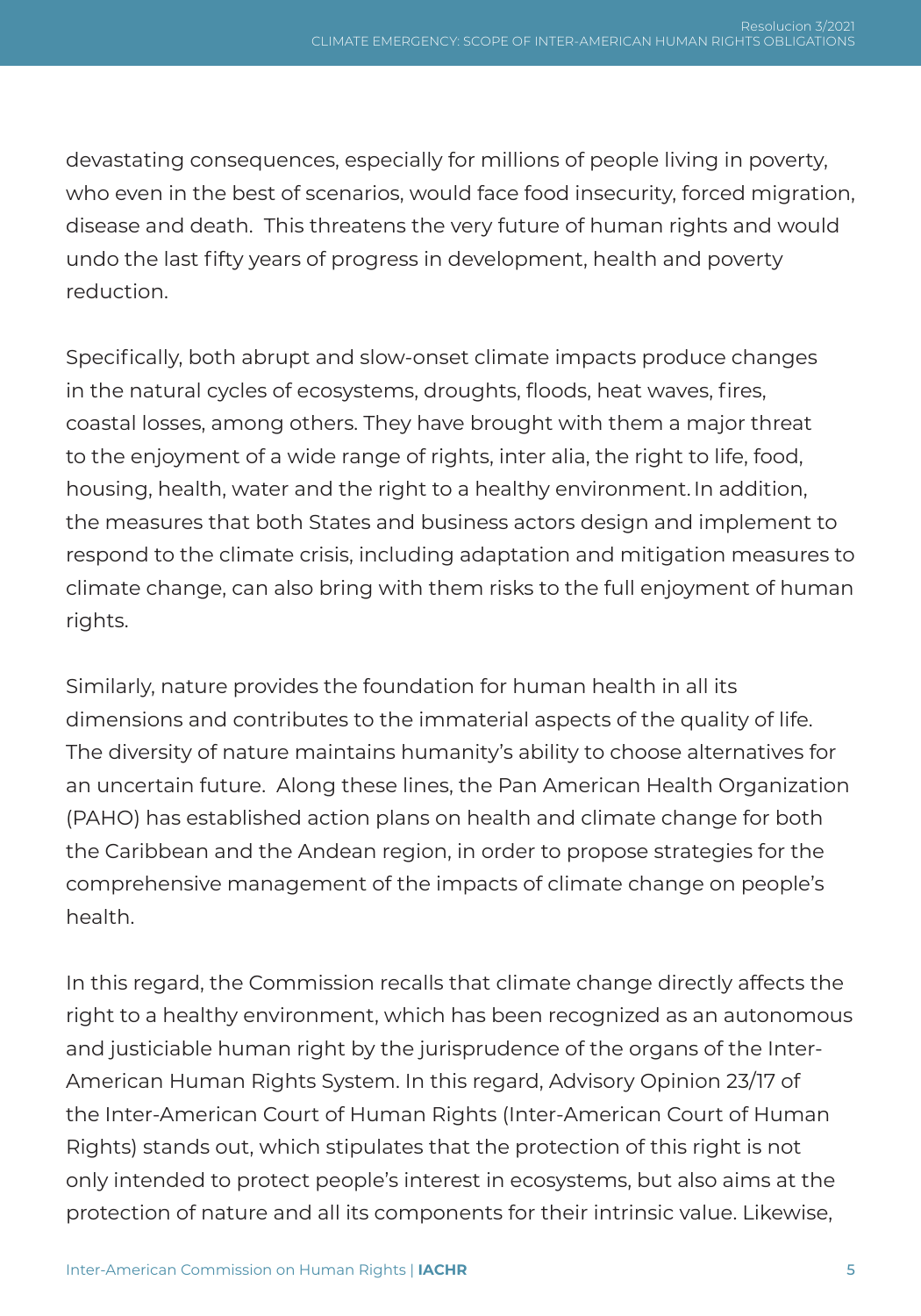devastating consequences, especially for millions of people living in poverty, who even in the best of scenarios, would face food insecurity, forced migration, disease and death. This threatens the very future of human rights and would undo the last fifty years of progress in development, health and poverty reduction.

Specifically, both abrupt and slow-onset climate impacts produce changes in the natural cycles of ecosystems, droughts, floods, heat waves, fires, coastal losses, among others. They have brought with them a major threat to the enjoyment of a wide range of rights, inter alia, the right to life, food, housing, health, water and the right to a healthy environment. In addition, the measures that both States and business actors design and implement to respond to the climate crisis, including adaptation and mitigation measures to climate change, can also bring with them risks to the full enjoyment of human rights.

Similarly, nature provides the foundation for human health in all its dimensions and contributes to the immaterial aspects of the quality of life. The diversity of nature maintains humanity's ability to choose alternatives for an uncertain future. Along these lines, the Pan American Health Organization (PAHO) has established action plans on health and climate change for both the Caribbean and the Andean region, in order to propose strategies for the comprehensive management of the impacts of climate change on people's health.

In this regard, the Commission recalls that climate change directly affects the right to a healthy environment, which has been recognized as an autonomous and justiciable human right by the jurisprudence of the organs of the Inter-American Human Rights System. In this regard, Advisory Opinion 23/17 of the Inter-American Court of Human Rights (Inter-American Court of Human Rights) stands out, which stipulates that the protection of this right is not only intended to protect people's interest in ecosystems, but also aims at the protection of nature and all its components for their intrinsic value. Likewise,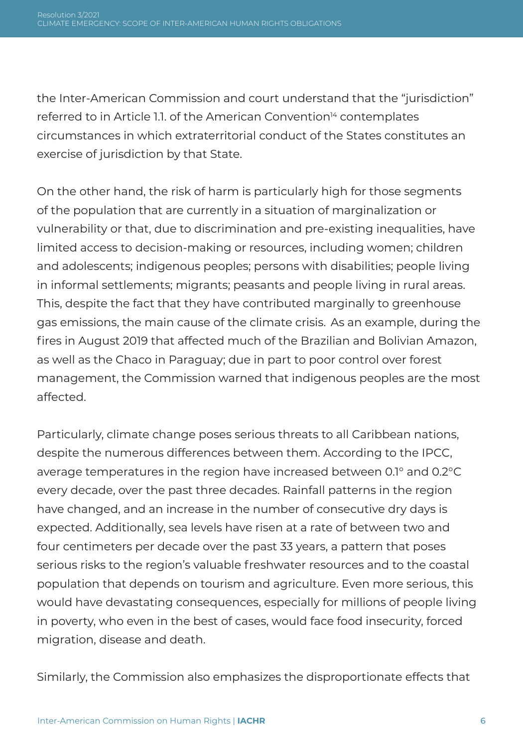the Inter-American Commission and court understand that the "jurisdiction" referred to in Article 1.1. of the American Convention[14] contemplates circumstances in which extraterritorial conduct of the States constitutes an exercise of jurisdiction by that State.

On the other hand, the risk of harm is particularly high for those segments of the population that are currently in a situation of marginalization or vulnerability or that, due to discrimination and pre-existing inequalities, have limited access to decision-making or resources, including women; children and adolescents; indigenous peoples; persons with disabilities; people living in informal settlements; migrants; peasants and people living in rural areas. This, despite the fact that they have contributed marginally to greenhouse gas emissions, the main cause of the climate crisis. As an example, during the fires in August 2019 that affected much of the Brazilian and Bolivian Amazon, as well as the Chaco in Paraguay; due in part to poor control over forest management, the Commission warned that indigenous peoples are the most affected.

Particularly, climate change poses serious threats to all Caribbean nations, despite the numerous differences between them. According to the IPCC, average temperatures in the region have increased between 0.1° and 0.2°C every decade, over the past three decades. Rainfall patterns in the region have changed, and an increase in the number of consecutive dry days is expected. Additionally, sea levels have risen at a rate of between two and four centimeters per decade over the past 33 years, a pattern that poses serious risks to the region's valuable freshwater resources and to the coastal population that depends on tourism and agriculture. Even more serious, this would have devastating consequences, especially for millions of people living in poverty, who even in the best of cases, would face food insecurity, forced migration, disease and death.

Similarly, the Commission also emphasizes the disproportionate effects that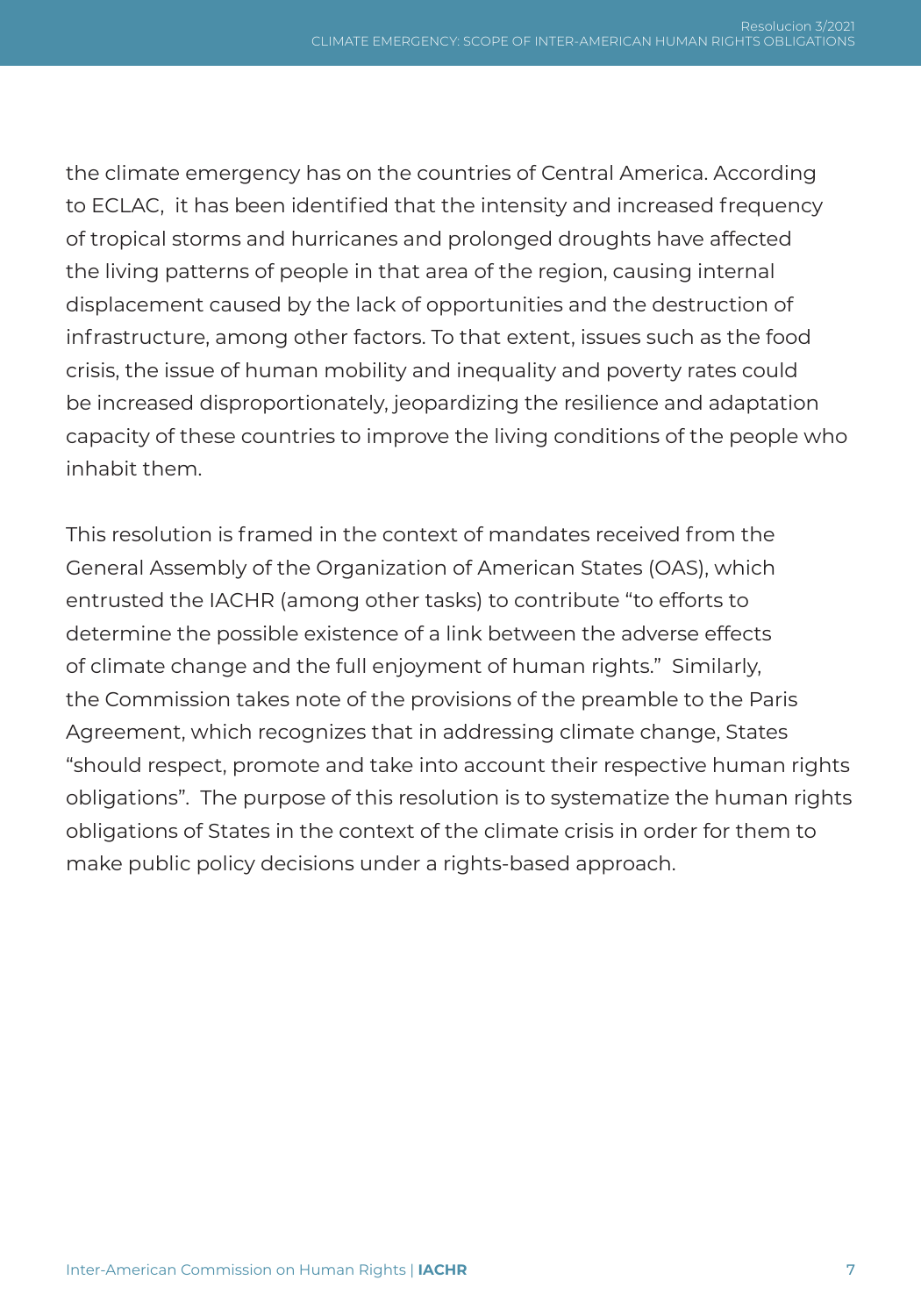the climate emergency has on the countries of Central America. According to ECLAC, it has been identified that the intensity and increased frequency of tropical storms and hurricanes and prolonged droughts have affected the living patterns of people in that area of the region, causing internal displacement caused by the lack of opportunities and the destruction of infrastructure, among other factors. To that extent, issues such as the food crisis, the issue of human mobility and inequality and poverty rates could be increased disproportionately, jeopardizing the resilience and adaptation capacity of these countries to improve the living conditions of the people who inhabit them.

This resolution is framed in the context of mandates received from the General Assembly of the Organization of American States (OAS), which entrusted the IACHR (among other tasks) to contribute "to efforts to determine the possible existence of a link between the adverse effects of climate change and the full enjoyment of human rights." Similarly, the Commission takes note of the provisions of the preamble to the Paris Agreement, which recognizes that in addressing climate change, States "should respect, promote and take into account their respective human rights obligations". The purpose of this resolution is to systematize the human rights obligations of States in the context of the climate crisis in order for them to make public policy decisions under a rights-based approach.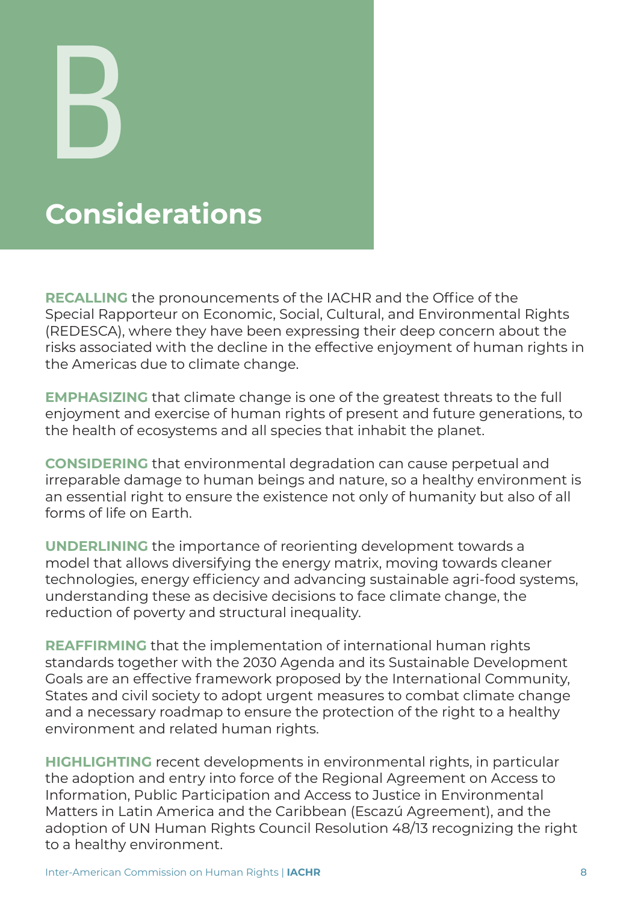# B

# Considerations

**RECALLING** the pronouncements of the IACHR and the Office of the Special Rapporteur on Economic, Social, Cultural, and Environmental Rights (REDESCA), where they have been expressing their deep concern about the risks associated with the decline in the effective enjoyment of human rights in the Americas due to climate change.

**EMPHASIZING** that climate change is one of the greatest threats to the full enjoyment and exercise of human rights of present and future generations, to the health of ecosystems and all species that inhabit the planet.

**CONSIDERING** that environmental degradation can cause perpetual and irreparable damage to human beings and nature, so a healthy environment is an essential right to ensure the existence not only of humanity but also of all forms of life on Earth.

**UNDERLINING** the importance of reorienting development towards a model that allows diversifying the energy matrix, moving towards cleaner technologies, energy efficiency and advancing sustainable agri-food systems, understanding these as decisive decisions to face climate change, the reduction of poverty and structural inequality.

**REAFFIRMING** that the implementation of international human rights standards together with the 2030 Agenda and its Sustainable Development Goals are an effective framework proposed by the International Community, States and civil society to adopt urgent measures to combat climate change and a necessary roadmap to ensure the protection of the right to a healthy environment and related human rights.

**HIGHLIGHTING** recent developments in environmental rights, in particular the adoption and entry into force of the Regional Agreement on Access to Information, Public Participation and Access to Justice in Environmental Matters in Latin America and the Caribbean (Escazú Agreement), and the adoption of UN Human Rights Council Resolution 48/13 recognizing the right to a healthy environment.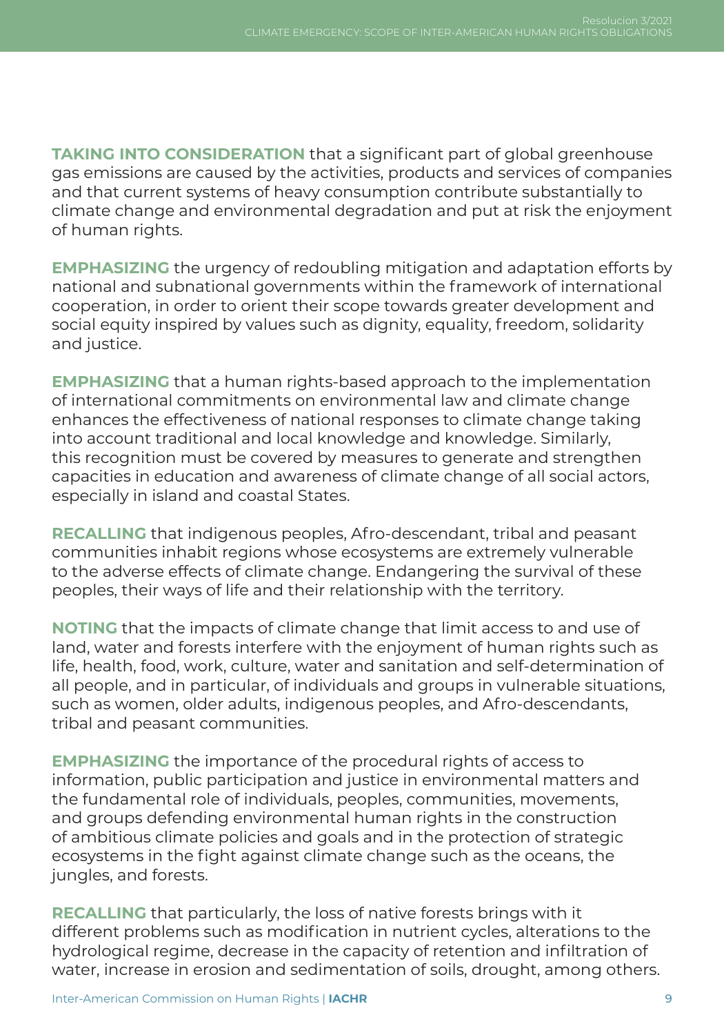**TAKING INTO CONSIDERATION** that a significant part of global greenhouse gas emissions are caused by the activities, products and services of companies and that current systems of heavy consumption contribute substantially to climate change and environmental degradation and put at risk the enjoyment of human rights.

**EMPHASIZING** the urgency of redoubling mitigation and adaptation efforts by national and subnational governments within the framework of international cooperation, in order to orient their scope towards greater development and social equity inspired by values such as dignity, equality, freedom, solidarity and justice.

**EMPHASIZING** that a human rights-based approach to the implementation of international commitments on environmental law and climate change enhances the effectiveness of national responses to climate change taking into account traditional and local knowledge and knowledge. Similarly, this recognition must be covered by measures to generate and strengthen capacities in education and awareness of climate change of all social actors, especially in island and coastal States.

**RECALLING** that indigenous peoples, Afro-descendant, tribal and peasant communities inhabit regions whose ecosystems are extremely vulnerable to the adverse effects of climate change. Endangering the survival of these peoples, their ways of life and their relationship with the territory.

**NOTING** that the impacts of climate change that limit access to and use of land, water and forests interfere with the enjoyment of human rights such as life, health, food, work, culture, water and sanitation and self-determination of all people, and in particular, of individuals and groups in vulnerable situations, such as women, older adults, indigenous peoples, and Afro-descendants, tribal and peasant communities.

**EMPHASIZING** the importance of the procedural rights of access to information, public participation and justice in environmental matters and the fundamental role of individuals, peoples, communities, movements, and groups defending environmental human rights in the construction of ambitious climate policies and goals and in the protection of strategic ecosystems in the fight against climate change such as the oceans, the jungles, and forests.

**RECALLING** that particularly, the loss of native forests brings with it different problems such as modification in nutrient cycles, alterations to the hydrological regime, decrease in the capacity of retention and infiltration of water, increase in erosion and sedimentation of soils, drought, among others.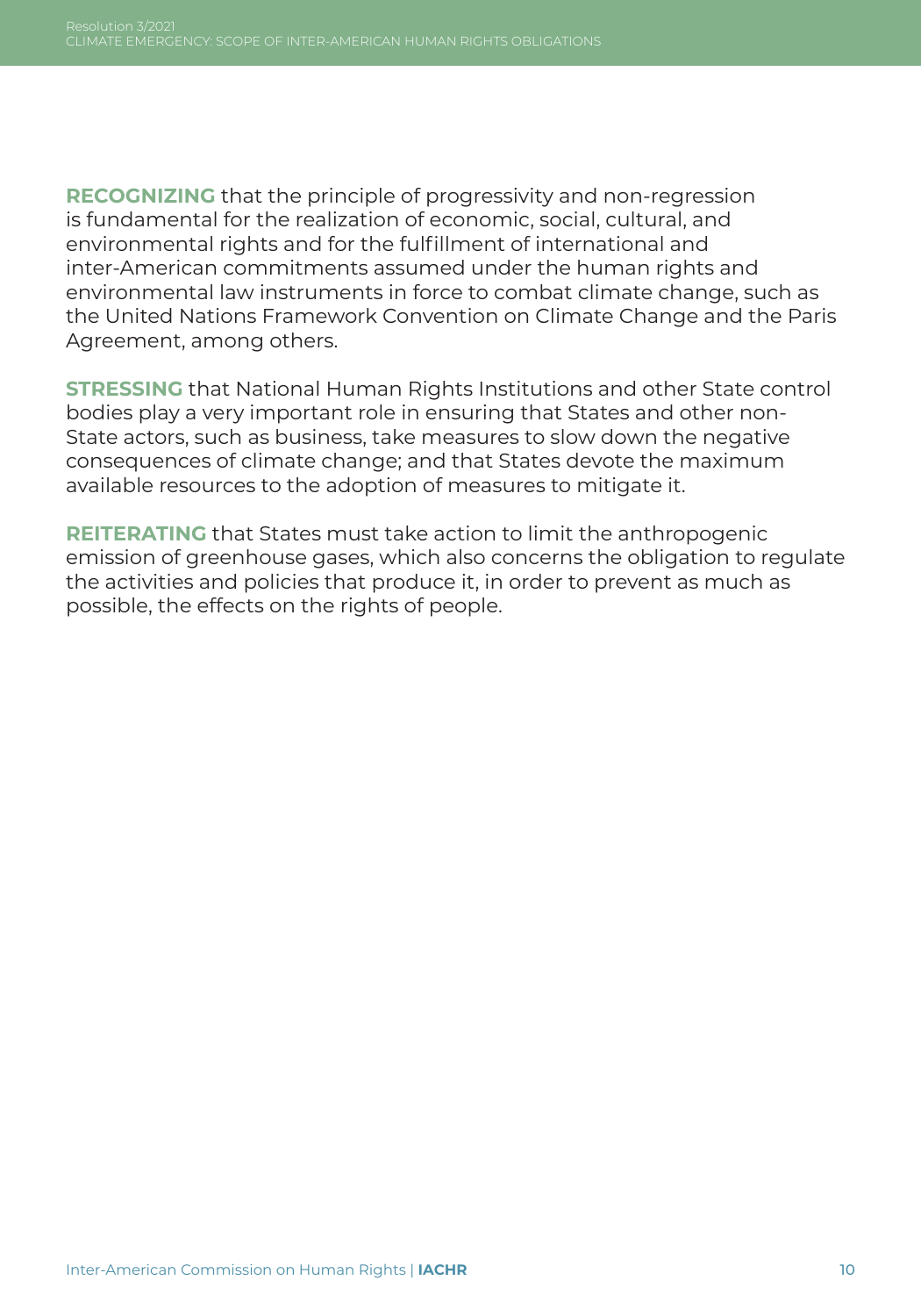**RECOGNIZING** that the principle of progressivity and non-regression is fundamental for the realization of economic, social, cultural, and environmental rights and for the fulfillment of international and inter-American commitments assumed under the human rights and environmental law instruments in force to combat climate change, such as the United Nations Framework Convention on Climate Change and the Paris Agreement, among others.

**STRESSING** that National Human Rights Institutions and other State control bodies play a very important role in ensuring that States and other non-State actors, such as business, take measures to slow down the negative consequences of climate change; and that States devote the maximum available resources to the adoption of measures to mitigate it.

**REITERATING** that States must take action to limit the anthropogenic emission of greenhouse gases, which also concerns the obligation to regulate the activities and policies that produce it, in order to prevent as much as possible, the effects on the rights of people.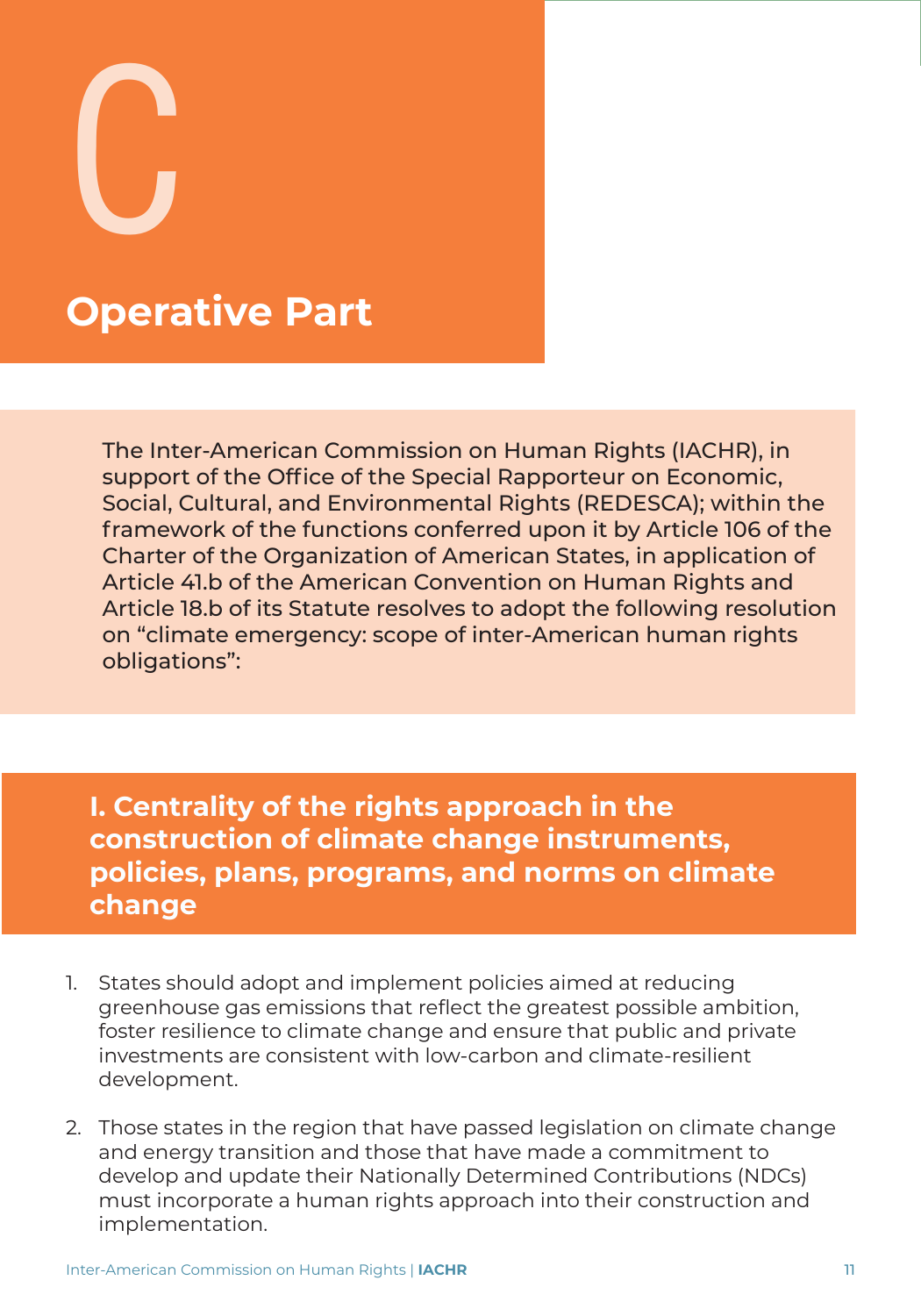# C

# Operative Part

The Inter-American Commission on Human Rights (IACHR), in support of the Office of the Special Rapporteur on Economic, Social, Cultural, and Environmental Rights (REDESCA); within the framework of the functions conferred upon it by Article 106 of the Charter of the Organization of American States, in application of Article 41.b of the American Convention on Human Rights and Article 18.b of its Statute resolves to adopt the following resolution on "climate emergency: scope of inter-American human rights obligations":

## I. Centrality of the rights approach in the construction of climate change instruments, policies, plans, programs, and norms on climate change

1. States should adopt and implement policies aimed at reducing greenhouse gas emissions that reflect the greatest possible ambition, foster resilience to climate change and ensure that public and private investments are consistent with low-carbon and climate-resilient development.

2. Those states in the region that have passed legislation on climate change and energy transition and those that have made a commitment to develop and update their Nationally Determined Contributions (NDCs) must incorporate a human rights approach into their construction and implementation.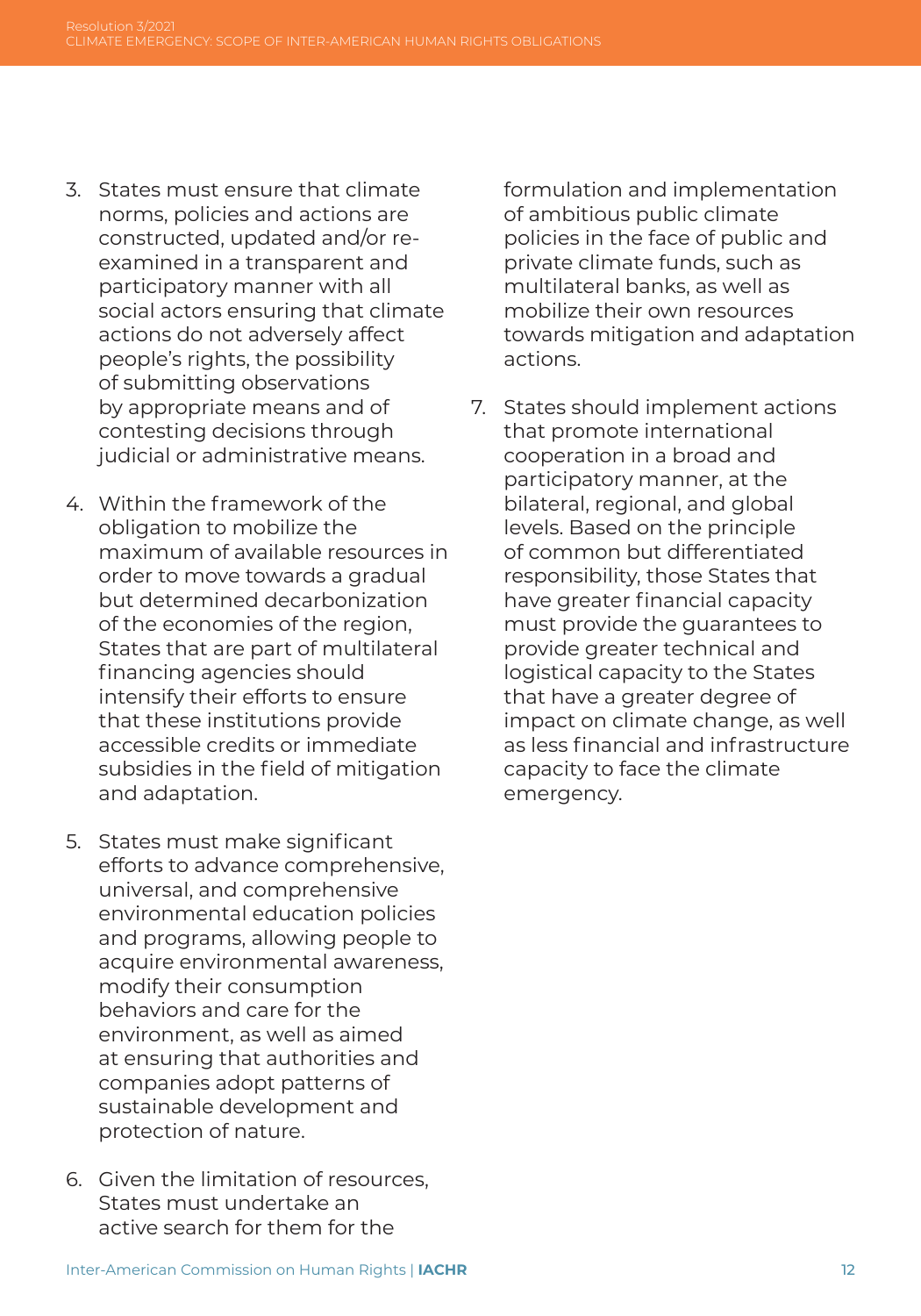3. States must ensure that climate norms, policies and actions are constructed, updated and/or re-examined in a transparent and participatory manner with all social actors ensuring that climate actions do not adversely affect people's rights, the possibility of submitting observations by appropriate means and of contesting decisions through judicial or administrative means.

4. Within the framework of the obligation to mobilize the maximum of available resources in order to move towards a gradual but determined decarbonization of the economies of the region, States that are part of multilateral financing agencies should intensify their efforts to ensure that these institutions provide accessible credits or immediate subsidies in the field of mitigation and adaptation.

5. States must make significant efforts to advance comprehensive, universal, and comprehensive environmental education policies and programs, allowing people to acquire environmental awareness, modify their consumption behaviors and care for the environment, as well as aimed at ensuring that authorities and companies adopt patterns of sustainable development and protection of nature.

6. Given the limitation of resources, States must undertake an active search for them for the formulation and implementation of ambitious public climate policies in the face of public and private climate funds, such as multilateral banks, as well as mobilize their own resources towards mitigation and adaptation actions.

7. States should implement actions that promote international cooperation in a broad and participatory manner, at the bilateral, regional, and global levels. Based on the principle of common but differentiated responsibility, those States that have greater financial capacity must provide the guarantees to provide greater technical and logistical capacity to the States that have a greater degree of impact on climate change, as well as less financial and infrastructure capacity to face the climate emergency.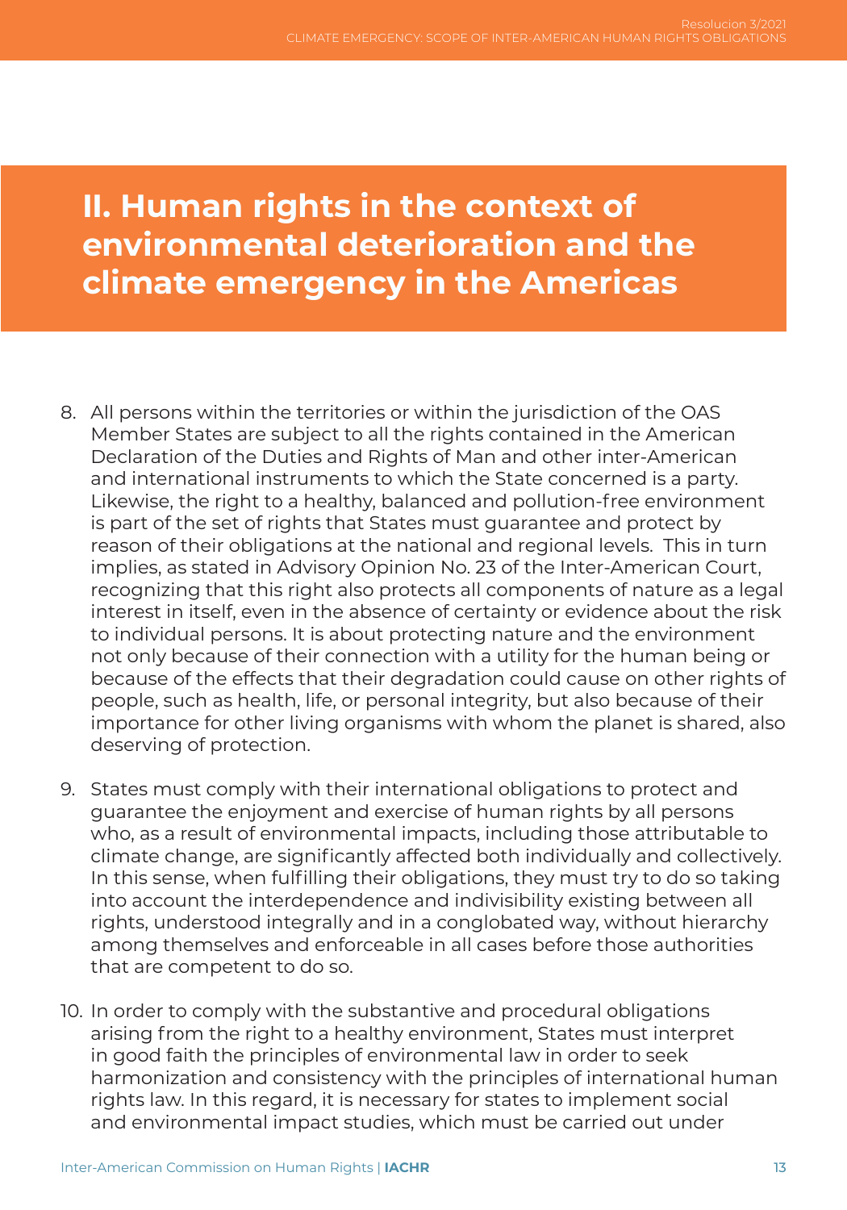## II. Human rights in the context of environmental deterioration and the climate emergency in the Americas

8. All persons within the territories or within the jurisdiction of the OAS Member States are subject to all the rights contained in the American Declaration of the Duties and Rights of Man and other inter-American and international instruments to which the State concerned is a party. Likewise, the right to a healthy, balanced and pollution-free environment is part of the set of rights that States must guarantee and protect by reason of their obligations at the national and regional levels. This in turn implies, as stated in Advisory Opinion No. 23 of the Inter-American Court, recognizing that this right also protects all components of nature as a legal interest in itself, even in the absence of certainty or evidence about the risk to individual persons. It is about protecting nature and the environment not only because of their connection with a utility for the human being or because of the effects that their degradation could cause on other rights of people, such as health, life, or personal integrity, but also because of their importance for other living organisms with whom the planet is shared, also deserving of protection.

9. States must comply with their international obligations to protect and guarantee the enjoyment and exercise of human rights by all persons who, as a result of environmental impacts, including those attributable to climate change, are significantly affected both individually and collectively. In this sense, when fulfilling their obligations, they must try to do so taking into account the interdependence and indivisibility existing between all rights, understood integrally and in a conglobated way, without hierarchy among themselves and enforceable in all cases before those authorities that are competent to do so.

10. In order to comply with the substantive and procedural obligations arising from the right to a healthy environment, States must interpret in good faith the principles of environmental law in order to seek harmonization and consistency with the principles of international human rights law. In this regard, it is necessary for states to implement social and environmental impact studies, which must be carried out under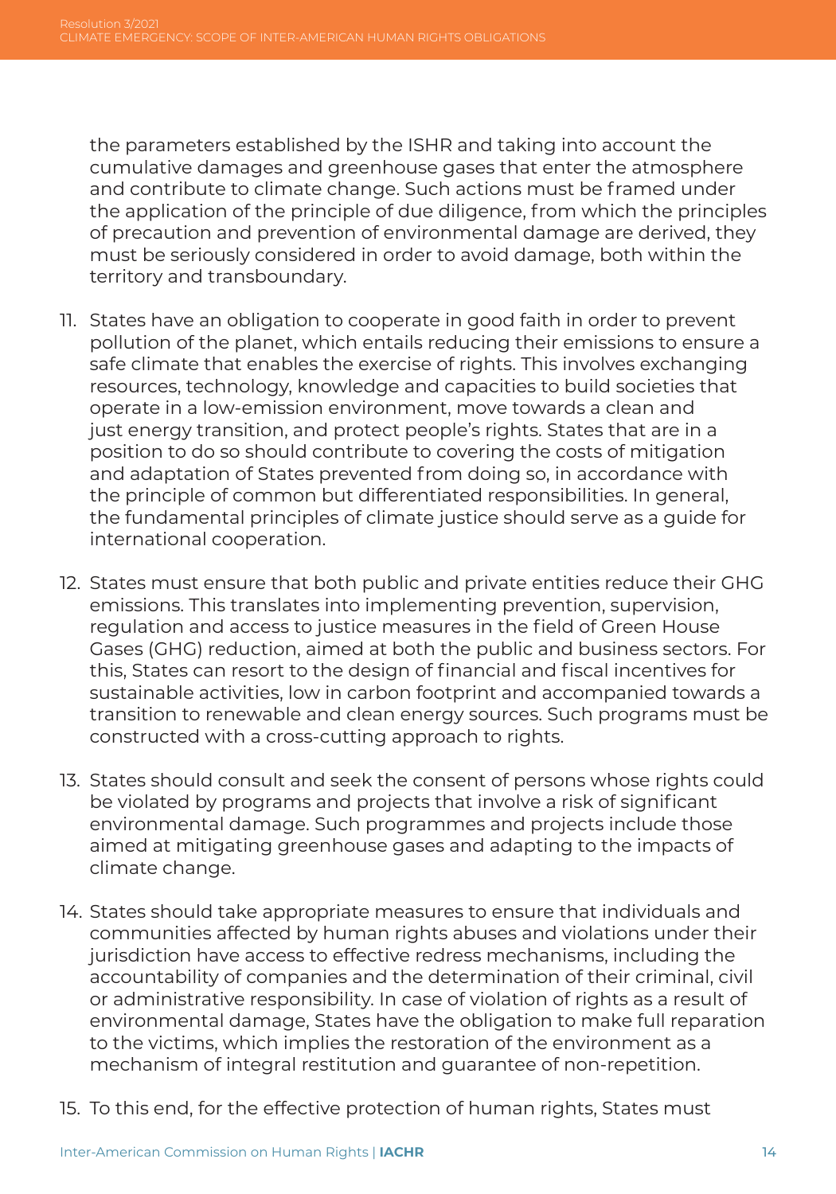the parameters established by the ISHR and taking into account the cumulative damages and greenhouse gases that enter the atmosphere and contribute to climate change. Such actions must be framed under the application of the principle of due diligence, from which the principles of precaution and prevention of environmental damage are derived, they must be seriously considered in order to avoid damage, both within the territory and transboundary.

11. States have an obligation to cooperate in good faith in order to prevent pollution of the planet, which entails reducing their emissions to ensure a safe climate that enables the exercise of rights. This involves exchanging resources, technology, knowledge and capacities to build societies that operate in a low-emission environment, move towards a clean and just energy transition, and protect people's rights. States that are in a position to do so should contribute to covering the costs of mitigation and adaptation of States prevented from doing so, in accordance with the principle of common but differentiated responsibilities. In general, the fundamental principles of climate justice should serve as a guide for international cooperation.

12. States must ensure that both public and private entities reduce their GHG emissions. This translates into implementing prevention, supervision, regulation and access to justice measures in the field of Green House Gases (GHG) reduction, aimed at both the public and business sectors. For this, States can resort to the design of financial and fiscal incentives for sustainable activities, low in carbon footprint and accompanied towards a transition to renewable and clean energy sources. Such programs must be constructed with a cross-cutting approach to rights.

13. States should consult and seek the consent of persons whose rights could be violated by programs and projects that involve a risk of significant environmental damage. Such programmes and projects include those aimed at mitigating greenhouse gases and adapting to the impacts of climate change.

14. States should take appropriate measures to ensure that individuals and communities affected by human rights abuses and violations under their jurisdiction have access to effective redress mechanisms, including the accountability of companies and the determination of their criminal, civil or administrative responsibility. In case of violation of rights as a result of environmental damage, States have the obligation to make full reparation to the victims, which implies the restoration of the environment as a mechanism of integral restitution and guarantee of non-repetition.

15. To this end, for the effective protection of human rights, States must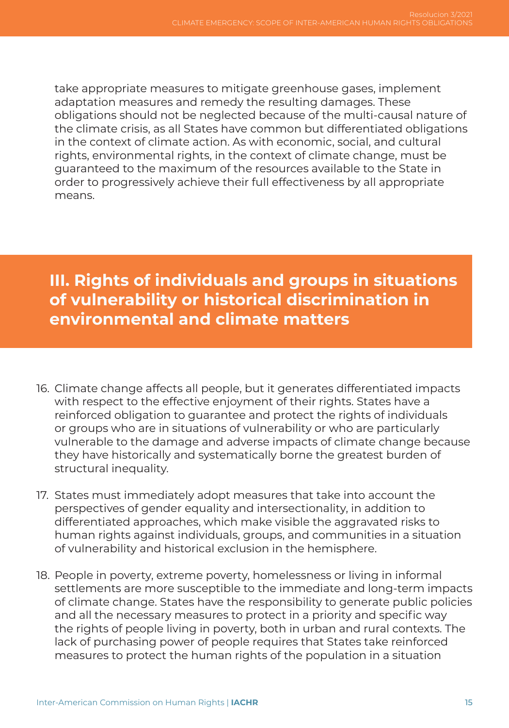take appropriate measures to mitigate greenhouse gases, implement adaptation measures and remedy the resulting damages. These obligations should not be neglected because of the multi-causal nature of the climate crisis, as all States have common but differentiated obligations in the context of climate action. As with economic, social, and cultural rights, environmental rights, in the context of climate change, must be guaranteed to the maximum of the resources available to the State in order to progressively achieve their full effectiveness by all appropriate means.

## III. Rights of individuals and groups in situations of vulnerability or historical discrimination in environmental and climate matters

16. Climate change affects all people, but it generates differentiated impacts with respect to the effective enjoyment of their rights. States have a reinforced obligation to guarantee and protect the rights of individuals or groups who are in situations of vulnerability or who are particularly vulnerable to the damage and adverse impacts of climate change because they have historically and systematically borne the greatest burden of structural inequality.

17. States must immediately adopt measures that take into account the perspectives of gender equality and intersectionality, in addition to differentiated approaches, which make visible the aggravated risks to human rights against individuals, groups, and communities in a situation of vulnerability and historical exclusion in the hemisphere.

18. People in poverty, extreme poverty, homelessness or living in informal settlements are more susceptible to the immediate and long-term impacts of climate change. States have the responsibility to generate public policies and all the necessary measures to protect in a priority and specific way the rights of people living in poverty, both in urban and rural contexts. The lack of purchasing power of people requires that States take reinforced measures to protect the human rights of the population in a situation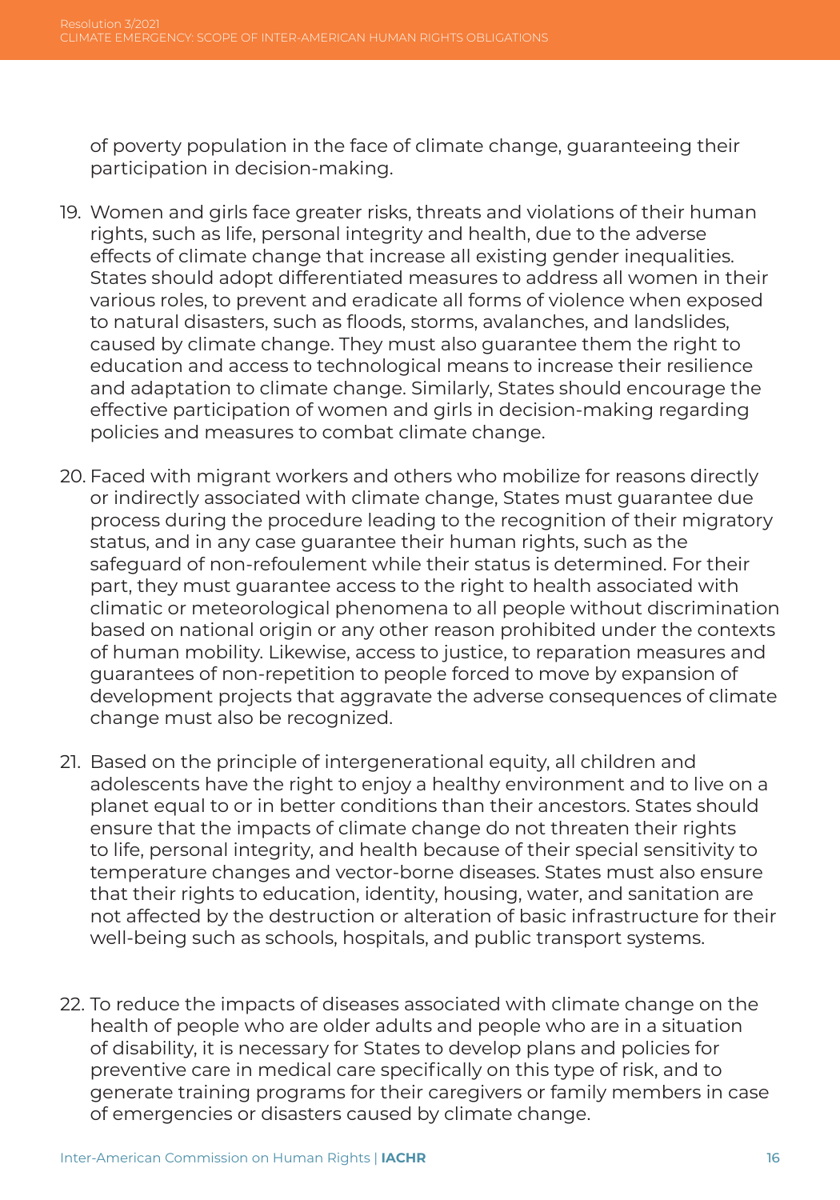of poverty population in the face of climate change, guaranteeing their participation in decision-making.

19. Women and girls face greater risks, threats and violations of their human rights, such as life, personal integrity and health, due to the adverse effects of climate change that increase all existing gender inequalities. States should adopt differentiated measures to address all women in their various roles, to prevent and eradicate all forms of violence when exposed to natural disasters, such as floods, storms, avalanches, and landslides, caused by climate change. They must also guarantee them the right to education and access to technological means to increase their resilience and adaptation to climate change. Similarly, States should encourage the effective participation of women and girls in decision-making regarding policies and measures to combat climate change.

20. Faced with migrant workers and others who mobilize for reasons directly or indirectly associated with climate change, States must guarantee due process during the procedure leading to the recognition of their migratory status, and in any case guarantee their human rights, such as the safeguard of non-refoulement while their status is determined. For their part, they must guarantee access to the right to health associated with climatic or meteorological phenomena to all people without discrimination based on national origin or any other reason prohibited under the contexts of human mobility. Likewise, access to justice, to reparation measures and guarantees of non-repetition to people forced to move by expansion of development projects that aggravate the adverse consequences of climate change must also be recognized.

21. Based on the principle of intergenerational equity, all children and adolescents have the right to enjoy a healthy environment and to live on a planet equal to or in better conditions than their ancestors. States should ensure that the impacts of climate change do not threaten their rights to life, personal integrity, and health because of their special sensitivity to temperature changes and vector-borne diseases. States must also ensure that their rights to education, identity, housing, water, and sanitation are not affected by the destruction or alteration of basic infrastructure for their well-being such as schools, hospitals, and public transport systems.

22. To reduce the impacts of diseases associated with climate change on the health of people who are older adults and people who are in a situation of disability, it is necessary for States to develop plans and policies for preventive care in medical care specifically on this type of risk, and to generate training programs for their caregivers or family members in case of emergencies or disasters caused by climate change.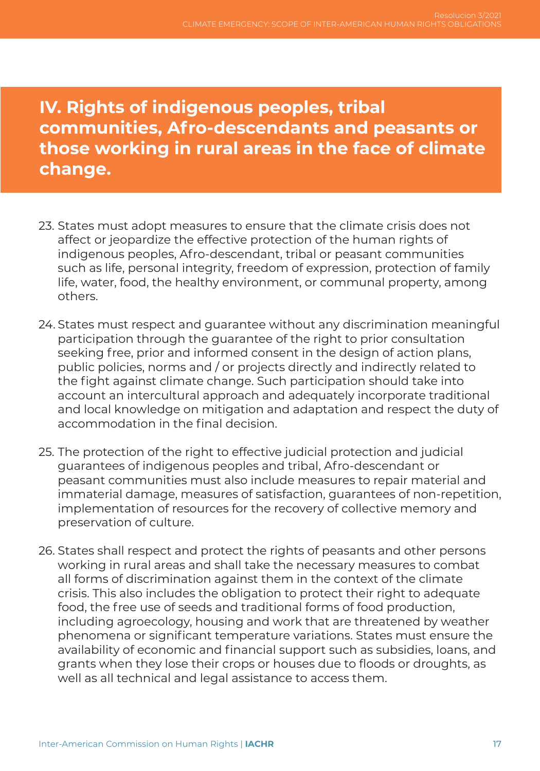## IV. Rights of indigenous peoples, tribal communities, Afro-descendants and peasants or those working in rural areas in the face of climate change.

23. States must adopt measures to ensure that the climate crisis does not affect or jeopardize the effective protection of the human rights of indigenous peoples, Afro-descendant, tribal or peasant communities such as life, personal integrity, freedom of expression, protection of family life, water, food, the healthy environment, or communal property, among others.

24. States must respect and guarantee without any discrimination meaningful participation through the guarantee of the right to prior consultation seeking free, prior and informed consent in the design of action plans, public policies, norms and / or projects directly and indirectly related to the fight against climate change. Such participation should take into account an intercultural approach and adequately incorporate traditional and local knowledge on mitigation and adaptation and respect the duty of accommodation in the final decision.

25. The protection of the right to effective judicial protection and judicial guarantees of indigenous peoples and tribal, Afro-descendant or peasant communities must also include measures to repair material and immaterial damage, measures of satisfaction, guarantees of non-repetition, implementation of resources for the recovery of collective memory and preservation of culture.

26. States shall respect and protect the rights of peasants and other persons working in rural areas and shall take the necessary measures to combat all forms of discrimination against them in the context of the climate crisis. This also includes the obligation to protect their right to adequate food, the free use of seeds and traditional forms of food production, including agroecology, housing and work that are threatened by weather phenomena or significant temperature variations. States must ensure the availability of economic and financial support such as subsidies, loans, and grants when they lose their crops or houses due to floods or droughts, as well as all technical and legal assistance to access them.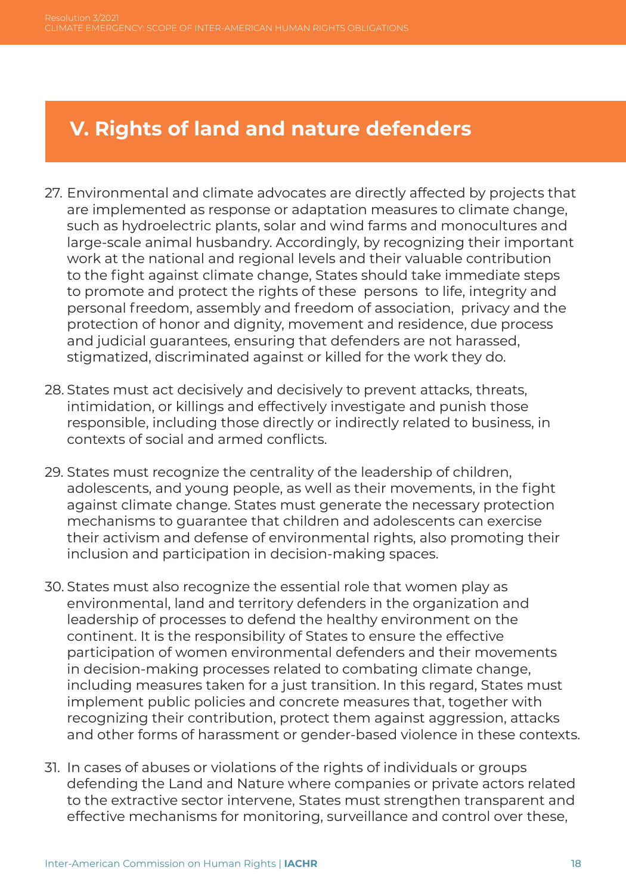## V. Rights of land and nature defenders

27. Environmental and climate advocates are directly affected by projects that are implemented as response or adaptation measures to climate change, such as hydroelectric plants, solar and wind farms and monocultures and large-scale animal husbandry. Accordingly, by recognizing their important work at the national and regional levels and their valuable contribution to the fight against climate change, States should take immediate steps to promote and protect the rights of these persons to life, integrity and personal freedom, assembly and freedom of association, privacy and the protection of honor and dignity, movement and residence, due process and judicial guarantees, ensuring that defenders are not harassed, stigmatized, discriminated against or killed for the work they do.

28. States must act decisively and decisively to prevent attacks, threats, intimidation, or killings and effectively investigate and punish those responsible, including those directly or indirectly related to business, in contexts of social and armed conflicts.

29. States must recognize the centrality of the leadership of children, adolescents, and young people, as well as their movements, in the fight against climate change. States must generate the necessary protection mechanisms to guarantee that children and adolescents can exercise their activism and defense of environmental rights, also promoting their inclusion and participation in decision-making spaces.

30. States must also recognize the essential role that women play as environmental, land and territory defenders in the organization and leadership of processes to defend the healthy environment on the continent. It is the responsibility of States to ensure the effective participation of women environmental defenders and their movements in decision-making processes related to combating climate change, including measures taken for a just transition. In this regard, States must implement public policies and concrete measures that, together with recognizing their contribution, protect them against aggression, attacks and other forms of harassment or gender-based violence in these contexts.

31. In cases of abuses or violations of the rights of individuals or groups defending the Land and Nature where companies or private actors related to the extractive sector intervene, States must strengthen transparent and effective mechanisms for monitoring, surveillance and control over these,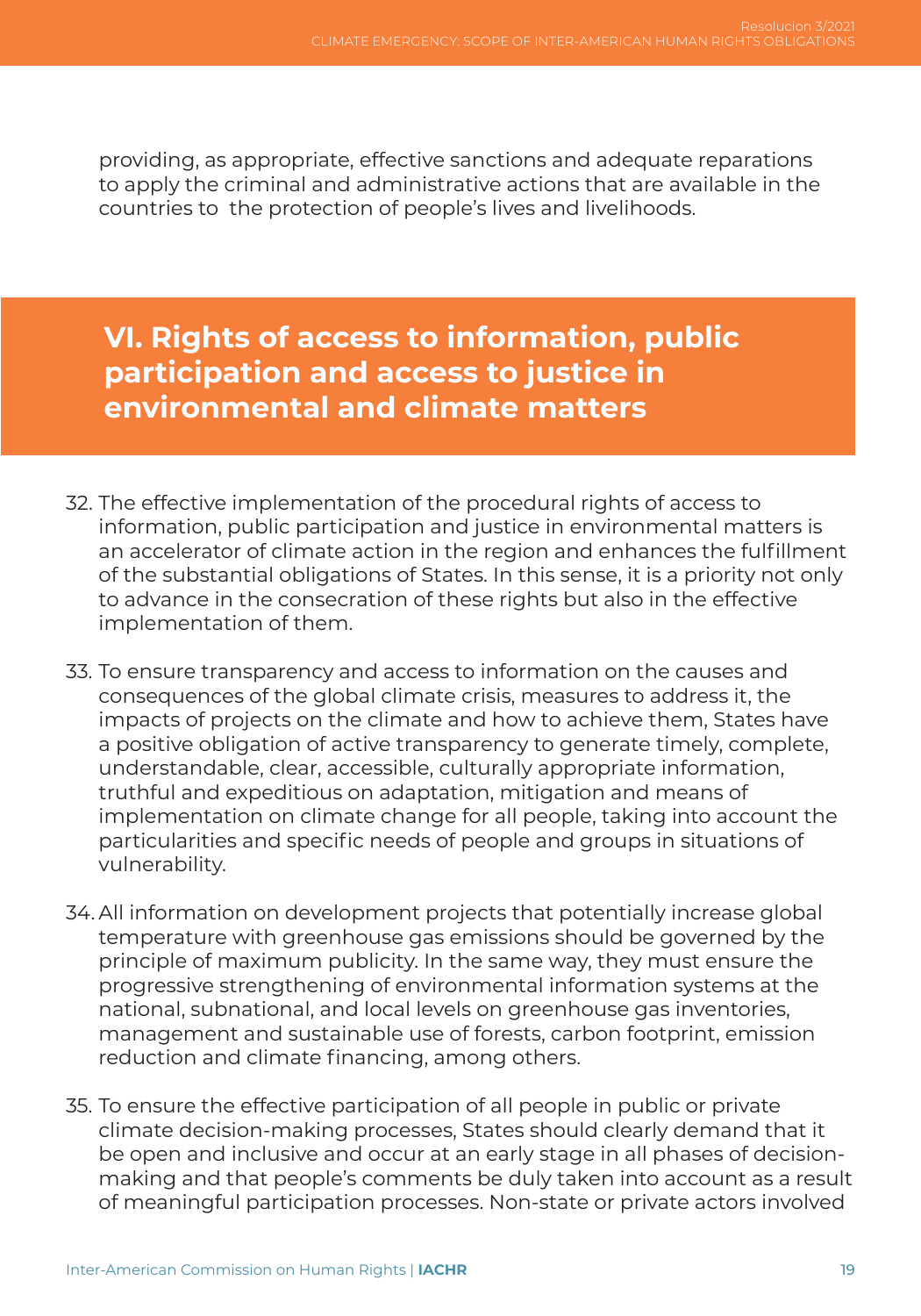providing, as appropriate, effective sanctions and adequate reparations to apply the criminal and administrative actions that are available in the countries to  the protection of people's lives and livelihoods.

## VI. Rights of access to information, public participation and access to justice in environmental and climate matters

32. The effective implementation of the procedural rights of access to information, public participation and justice in environmental matters is an accelerator of climate action in the region and enhances the fulfillment of the substantial obligations of States. In this sense, it is a priority not only to advance in the consecration of these rights but also in the effective implementation of them.

33. To ensure transparency and access to information on the causes and consequences of the global climate crisis, measures to address it, the impacts of projects on the climate and how to achieve them, States have a positive obligation of active transparency to generate timely, complete, understandable, clear, accessible, culturally appropriate information, truthful and expeditious on adaptation, mitigation and means of implementation on climate change for all people, taking into account the particularities and specific needs of people and groups in situations of vulnerability.

34. All information on development projects that potentially increase global temperature with greenhouse gas emissions should be governed by the principle of maximum publicity. In the same way, they must ensure the progressive strengthening of environmental information systems at the national, subnational, and local levels on greenhouse gas inventories, management and sustainable use of forests, carbon footprint, emission reduction and climate financing, among others.

35. To ensure the effective participation of all people in public or private climate decision-making processes, States should clearly demand that it be open and inclusive and occur at an early stage in all phases of decision-making and that people's comments be duly taken into account as a result of meaningful participation processes. Non-state or private actors involved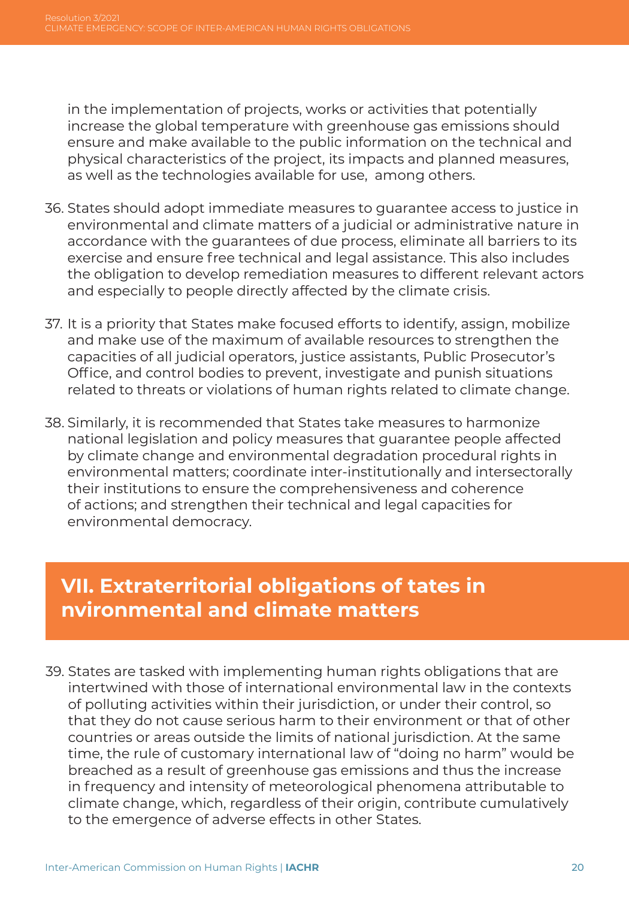in the implementation of projects, works or activities that potentially increase the global temperature with greenhouse gas emissions should ensure and make available to the public information on the technical and physical characteristics of the project, its impacts and planned measures, as well as the technologies available for use, among others.

36. States should adopt immediate measures to guarantee access to justice in environmental and climate matters of a judicial or administrative nature in accordance with the guarantees of due process, eliminate all barriers to its exercise and ensure free technical and legal assistance. This also includes the obligation to develop remediation measures to different relevant actors and especially to people directly affected by the climate crisis.

37. It is a priority that States make focused efforts to identify, assign, mobilize and make use of the maximum of available resources to strengthen the capacities of all judicial operators, justice assistants, Public Prosecutor's Office, and control bodies to prevent, investigate and punish situations related to threats or violations of human rights related to climate change.

38. Similarly, it is recommended that States take measures to harmonize national legislation and policy measures that guarantee people affected by climate change and environmental degradation procedural rights in environmental matters; coordinate inter-institutionally and intersectorally their institutions to ensure the comprehensiveness and coherence of actions; and strengthen their technical and legal capacities for environmental democracy.

## VII. Extraterritorial obligations of tates in nvironmental and climate matters

39. States are tasked with implementing human rights obligations that are intertwined with those of international environmental law in the contexts of polluting activities within their jurisdiction, or under their control, so that they do not cause serious harm to their environment or that of other countries or areas outside the limits of national jurisdiction. At the same time, the rule of customary international law of "doing no harm" would be breached as a result of greenhouse gas emissions and thus the increase in frequency and intensity of meteorological phenomena attributable to climate change, which, regardless of their origin, contribute cumulatively to the emergence of adverse effects in other States.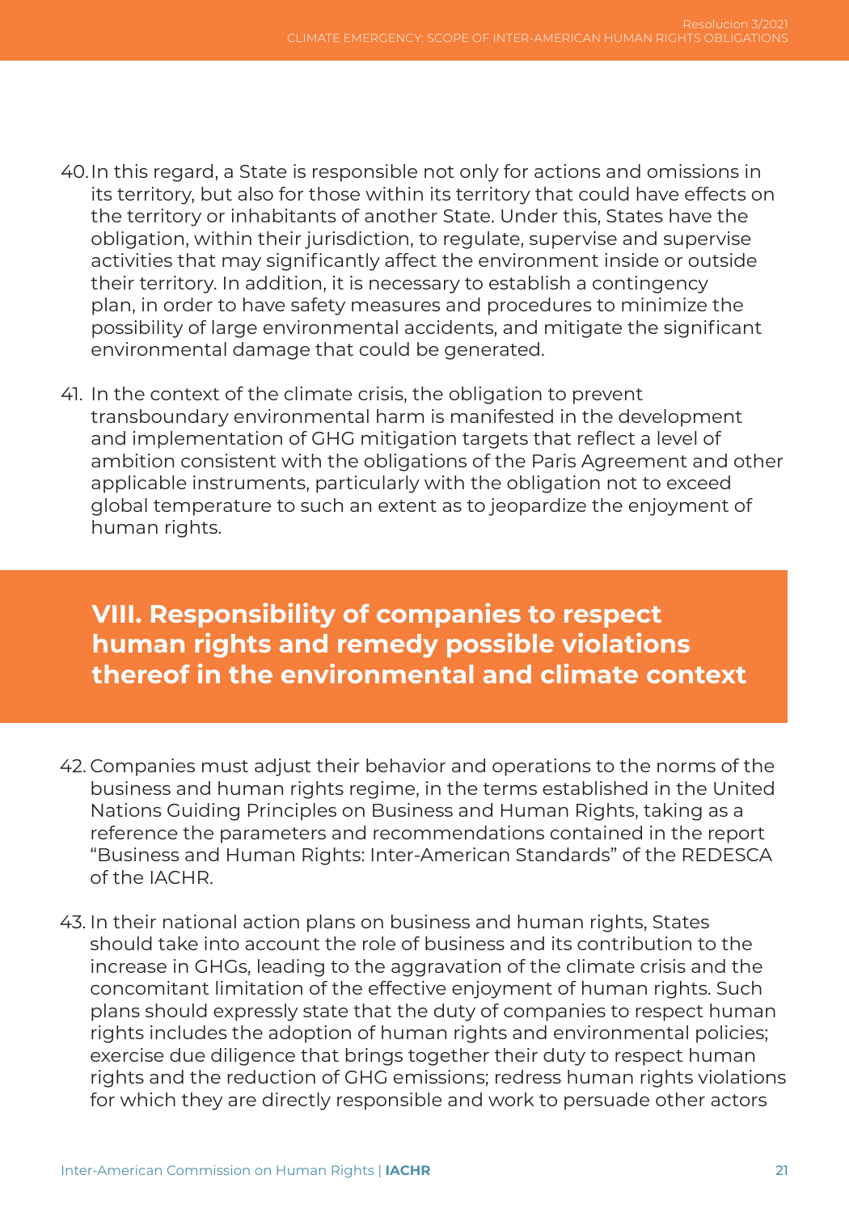40. In this regard, a State is responsible not only for actions and omissions in its territory, but also for those within its territory that could have effects on the territory or inhabitants of another State. Under this, States have the obligation, within their jurisdiction, to regulate, supervise and supervise activities that may significantly affect the environment inside or outside their territory. In addition, it is necessary to establish a contingency plan, in order to have safety measures and procedures to minimize the possibility of large environmental accidents, and mitigate the significant environmental damage that could be generated.

41. In the context of the climate crisis, the obligation to prevent transboundary environmental harm is manifested in the development and implementation of GHG mitigation targets that reflect a level of ambition consistent with the obligations of the Paris Agreement and other applicable instruments, particularly with the obligation not to exceed global temperature to such an extent as to jeopardize the enjoyment of human rights.

## VIII. Responsibility of companies to respect human rights and remedy possible violations thereof in the environmental and climate context

42. Companies must adjust their behavior and operations to the norms of the business and human rights regime, in the terms established in the United Nations Guiding Principles on Business and Human Rights, taking as a reference the parameters and recommendations contained in the report "Business and Human Rights: Inter-American Standards" of the REDESCA of the IACHR.

43. In their national action plans on business and human rights, States should take into account the role of business and its contribution to the increase in GHGs, leading to the aggravation of the climate crisis and the concomitant limitation of the effective enjoyment of human rights. Such plans should expressly state that the duty of companies to respect human rights includes the adoption of human rights and environmental policies; exercise due diligence that brings together their duty to respect human rights and the reduction of GHG emissions; redress human rights violations for which they are directly responsible and work to persuade other actors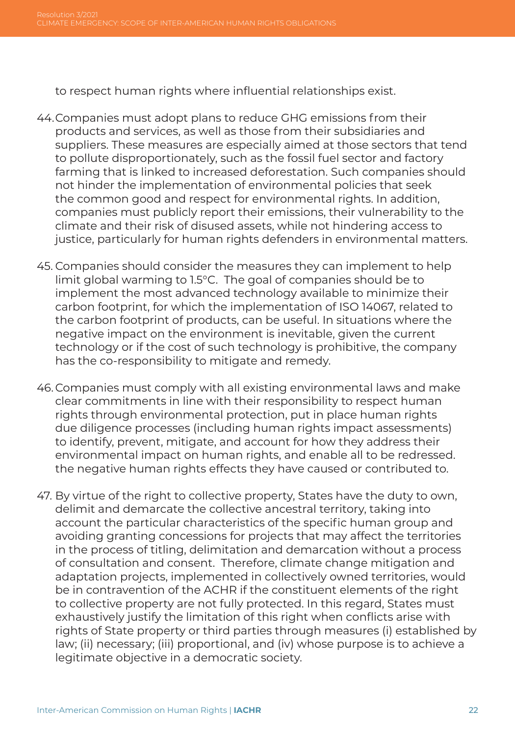to respect human rights where influential relationships exist.

44. Companies must adopt plans to reduce GHG emissions from their products and services, as well as those from their subsidiaries and suppliers. These measures are especially aimed at those sectors that tend to pollute disproportionately, such as the fossil fuel sector and factory farming that is linked to increased deforestation. Such companies should not hinder the implementation of environmental policies that seek the common good and respect for environmental rights. In addition, companies must publicly report their emissions, their vulnerability to the climate and their risk of disused assets, while not hindering access to justice, particularly for human rights defenders in environmental matters.

45. Companies should consider the measures they can implement to help limit global warming to 1.5°C. The goal of companies should be to implement the most advanced technology available to minimize their carbon footprint, for which the implementation of ISO 14067, related to the carbon footprint of products, can be useful. In situations where the negative impact on the environment is inevitable, given the current technology or if the cost of such technology is prohibitive, the company has the co-responsibility to mitigate and remedy.

46. Companies must comply with all existing environmental laws and make clear commitments in line with their responsibility to respect human rights through environmental protection, put in place human rights due diligence processes (including human rights impact assessments) to identify, prevent, mitigate, and account for how they address their environmental impact on human rights, and enable all to be redressed. the negative human rights effects they have caused or contributed to.

47. By virtue of the right to collective property, States have the duty to own, delimit and demarcate the collective ancestral territory, taking into account the particular characteristics of the specific human group and avoiding granting concessions for projects that may affect the territories in the process of titling, delimitation and demarcation without a process of consultation and consent. Therefore, climate change mitigation and adaptation projects, implemented in collectively owned territories, would be in contravention of the ACHR if the constituent elements of the right to collective property are not fully protected. In this regard, States must exhaustively justify the limitation of this right when conflicts arise with rights of State property or third parties through measures (i) established by law; (ii) necessary; (iii) proportional, and (iv) whose purpose is to achieve a legitimate objective in a democratic society.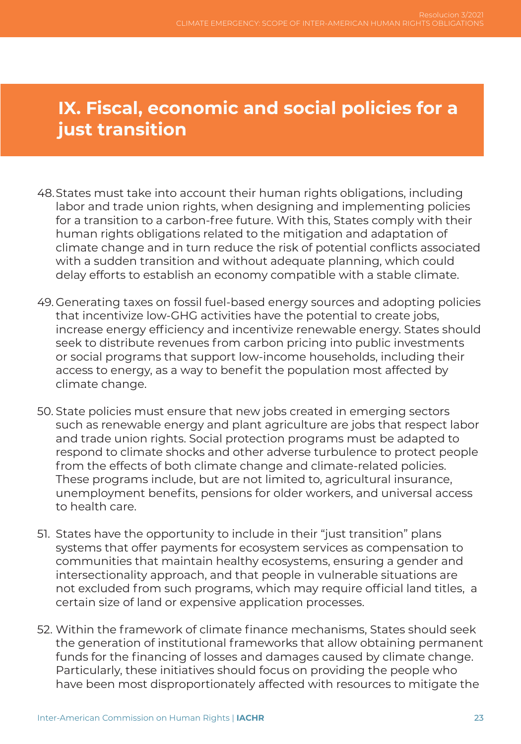# IX. Fiscal, economic and social policies for a just transition

48. States must take into account their human rights obligations, including labor and trade union rights, when designing and implementing policies for a transition to a carbon-free future. With this, States comply with their human rights obligations related to the mitigation and adaptation of climate change and in turn reduce the risk of potential conflicts associated with a sudden transition and without adequate planning, which could delay efforts to establish an economy compatible with a stable climate.

49. Generating taxes on fossil fuel-based energy sources and adopting policies that incentivize low-GHG activities have the potential to create jobs, increase energy efficiency and incentivize renewable energy. States should seek to distribute revenues from carbon pricing into public investments or social programs that support low-income households, including their access to energy, as a way to benefit the population most affected by climate change.

50. State policies must ensure that new jobs created in emerging sectors such as renewable energy and plant agriculture are jobs that respect labor and trade union rights. Social protection programs must be adapted to respond to climate shocks and other adverse turbulence to protect people from the effects of both climate change and climate-related policies. These programs include, but are not limited to, agricultural insurance, unemployment benefits, pensions for older workers, and universal access to health care.

51. States have the opportunity to include in their "just transition" plans systems that offer payments for ecosystem services as compensation to communities that maintain healthy ecosystems, ensuring a gender and intersectionality approach, and that people in vulnerable situations are not excluded from such programs, which may require official land titles, a certain size of land or expensive application processes.

52. Within the framework of climate finance mechanisms, States should seek the generation of institutional frameworks that allow obtaining permanent funds for the financing of losses and damages caused by climate change. Particularly, these initiatives should focus on providing the people who have been most disproportionately affected with resources to mitigate the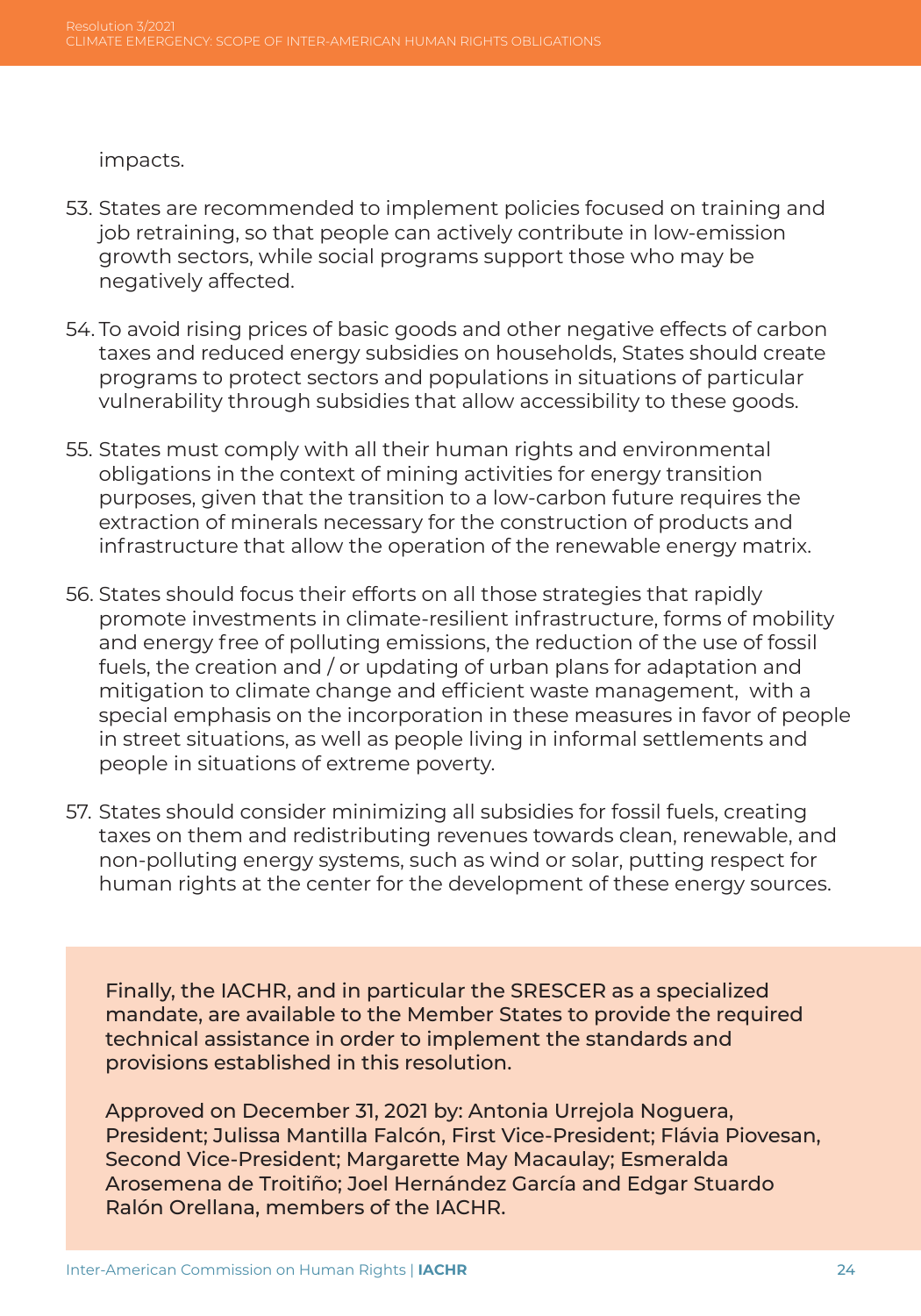impacts.

53. States are recommended to implement policies focused on training and job retraining, so that people can actively contribute in low-emission growth sectors, while social programs support those who may be negatively affected.

54. To avoid rising prices of basic goods and other negative effects of carbon taxes and reduced energy subsidies on households, States should create programs to protect sectors and populations in situations of particular vulnerability through subsidies that allow accessibility to these goods.

55. States must comply with all their human rights and environmental obligations in the context of mining activities for energy transition purposes, given that the transition to a low-carbon future requires the extraction of minerals necessary for the construction of products and infrastructure that allow the operation of the renewable energy matrix.

56. States should focus their efforts on all those strategies that rapidly promote investments in climate-resilient infrastructure, forms of mobility and energy free of polluting emissions, the reduction of the use of fossil fuels, the creation and / or updating of urban plans for adaptation and mitigation to climate change and efficient waste management, with a special emphasis on the incorporation in these measures in favor of people in street situations, as well as people living in informal settlements and people in situations of extreme poverty.

57. States should consider minimizing all subsidies for fossil fuels, creating taxes on them and redistributing revenues towards clean, renewable, and non-polluting energy systems, such as wind or solar, putting respect for human rights at the center for the development of these energy sources.

Finally, the IACHR, and in particular the SRESCER as a specialized mandate, are available to the Member States to provide the required technical assistance in order to implement the standards and provisions established in this resolution.

Approved on December 31, 2021 by: Antonia Urrejola Noguera, President; Julissa Mantilla Falcón, First Vice-President; Flávia Piovesan, Second Vice-President; Margarette May Macaulay; Esmeralda Arosemena de Troitiño; Joel Hernández García and Edgar Stuardo Ralón Orellana, members of the IACHR.